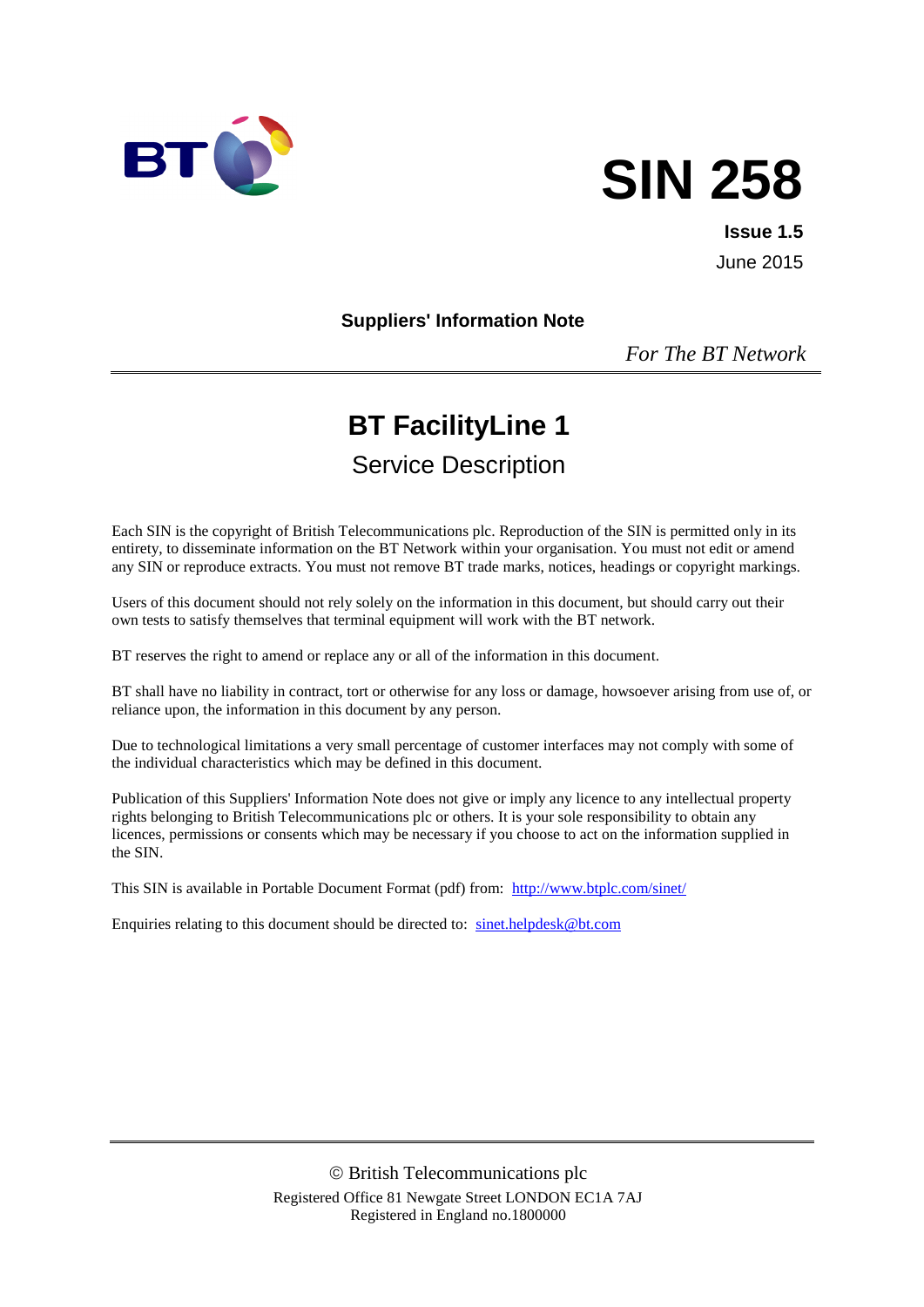# SIN 258

**Issue 1.5**

June 2015

**Suppliers' Information Note**

*For The BT Network*

# BT FacilityLine 1

## Service Description

Each SIN is the copyright of British Telecommunications plc. Reproduction of the SIN is permitted only in its entirety, to disseminate information on the BT Network within your organisation. You must not edit or amend any SIN or reproduce extracts. You must not remove BT trade marks, notices, headings or copyright markings.

Users of this document should not rely solely on the information in this document, but should carry out their own tests to satisfy themselves that terminal equipment will work with the BT network.

BT reserves the right to amend or replace any or all of the information in this document.

BT shall have no liability in contract, tort or otherwise for any loss or damage, howsoever arising from use of, or reliance upon, the information in this document by any person.

Due to technological limitations a very small percentage of customer interfaces may not comply with some of the individual characteristics which may be defined in this document.

Publication of this Suppliers' Information Note does not give or imply any licence to any intellectual property rights belonging to British Telecommunications plc or others. It is your sole responsibility to obtain any licences, permissions or consents which may be necessary if you choose to act on the information supplied in the SIN.

This SIN is available in Portable Document Format (pdf) from: http://www.btplc.com/sinet/

Enquiries relating to this document should be directed to: sinet.helpdesk@bt.com

© British Telecommunications plc

Registered Office 81 Newgate Street LONDON EC1A 7AJ

Registered in England no.1800000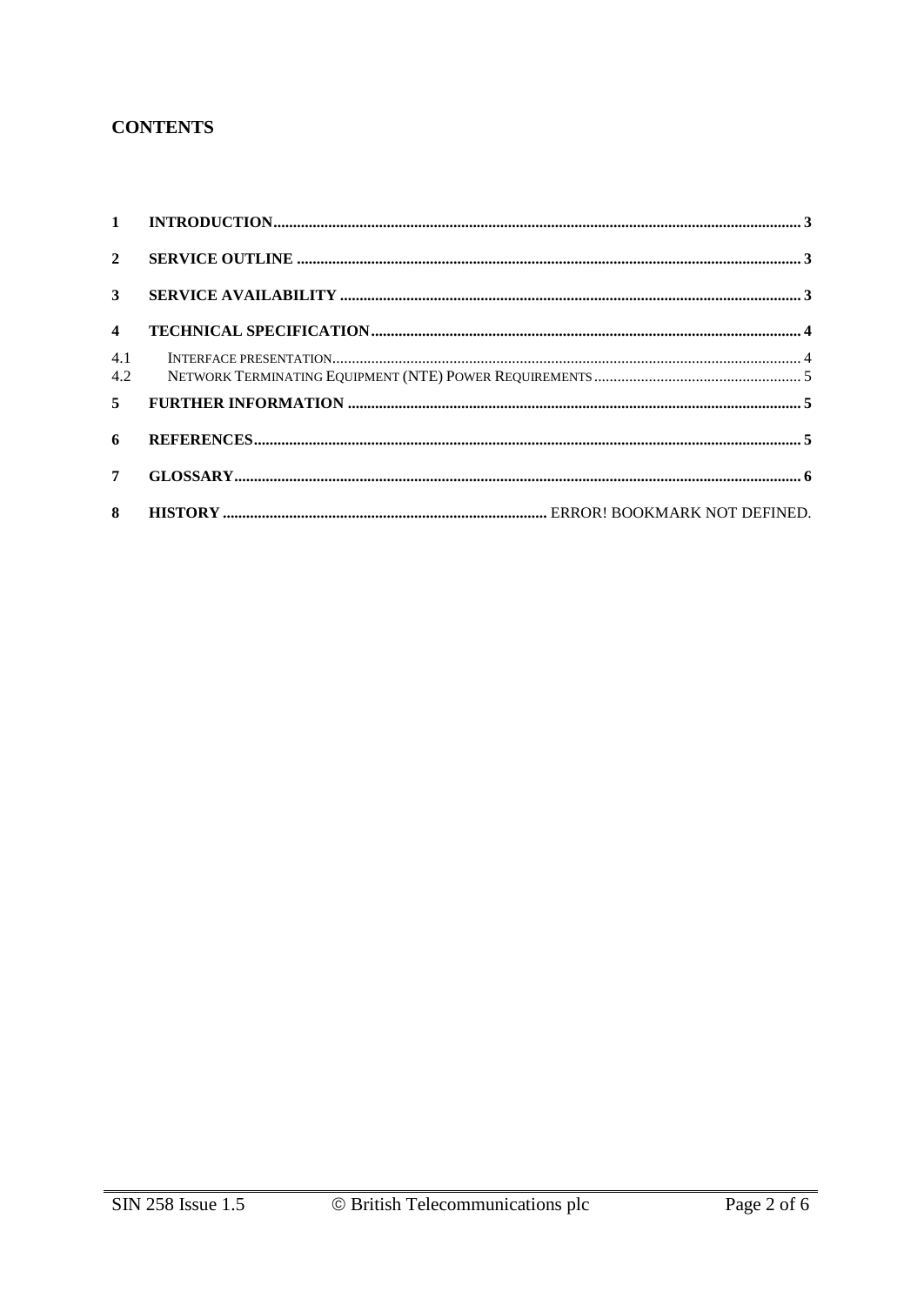## CONTENTS

**1 INTRODUCTION ..... 3**

**2 SERVICE OUTLINE ..... 3**

**3 SERVICE AVAILABILITY ..... 3**

**4 TECHNICAL SPECIFICATION ..... 4**

4.1 INTERFACE PRESENTATION ..... 4

4.2 NETWORK TERMINATING EQUIPMENT (NTE) POWER REQUIREMENTS ..... 5

**5 FURTHER INFORMATION ..... 5**

**6 REFERENCES ..... 5**

**7 GLOSSARY ..... 6**

**8 HISTORY ..... ERROR! BOOKMARK NOT DEFINED.**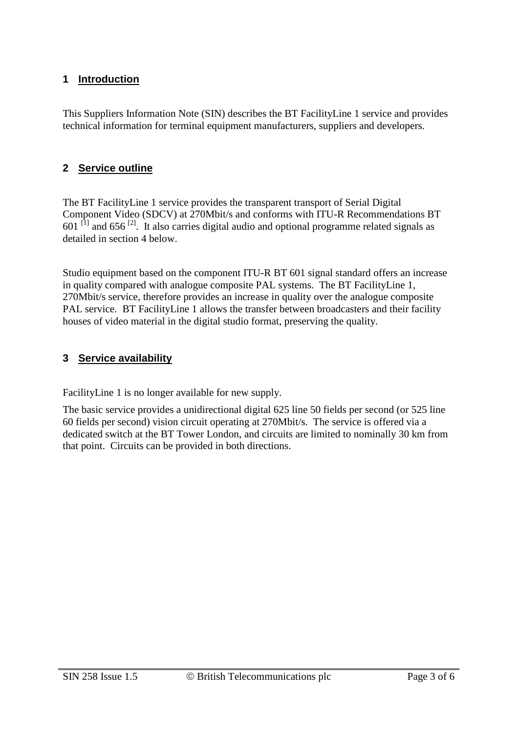## 1 Introduction

This Suppliers Information Note (SIN) describes the BT FacilityLine 1 service and provides technical information for terminal equipment manufacturers, suppliers and developers.

## 2 Service outline

The BT FacilityLine 1 service provides the transparent transport of Serial Digital Component Video (SDCV) at 270Mbit/s and conforms with ITU-R Recommendations BT 601 [1] and 656 [2]. It also carries digital audio and optional programme related signals as detailed in section 4 below.

Studio equipment based on the component ITU-R BT 601 signal standard offers an increase in quality compared with analogue composite PAL systems. The BT FacilityLine 1, 270Mbit/s service, therefore provides an increase in quality over the analogue composite PAL service. BT FacilityLine 1 allows the transfer between broadcasters and their facility houses of video material in the digital studio format, preserving the quality.

## 3 Service availability

FacilityLine 1 is no longer available for new supply.

The basic service provides a unidirectional digital 625 line 50 fields per second (or 525 line 60 fields per second) vision circuit operating at 270Mbit/s. The service is offered via a dedicated switch at the BT Tower London, and circuits are limited to nominally 30 km from that point. Circuits can be provided in both directions.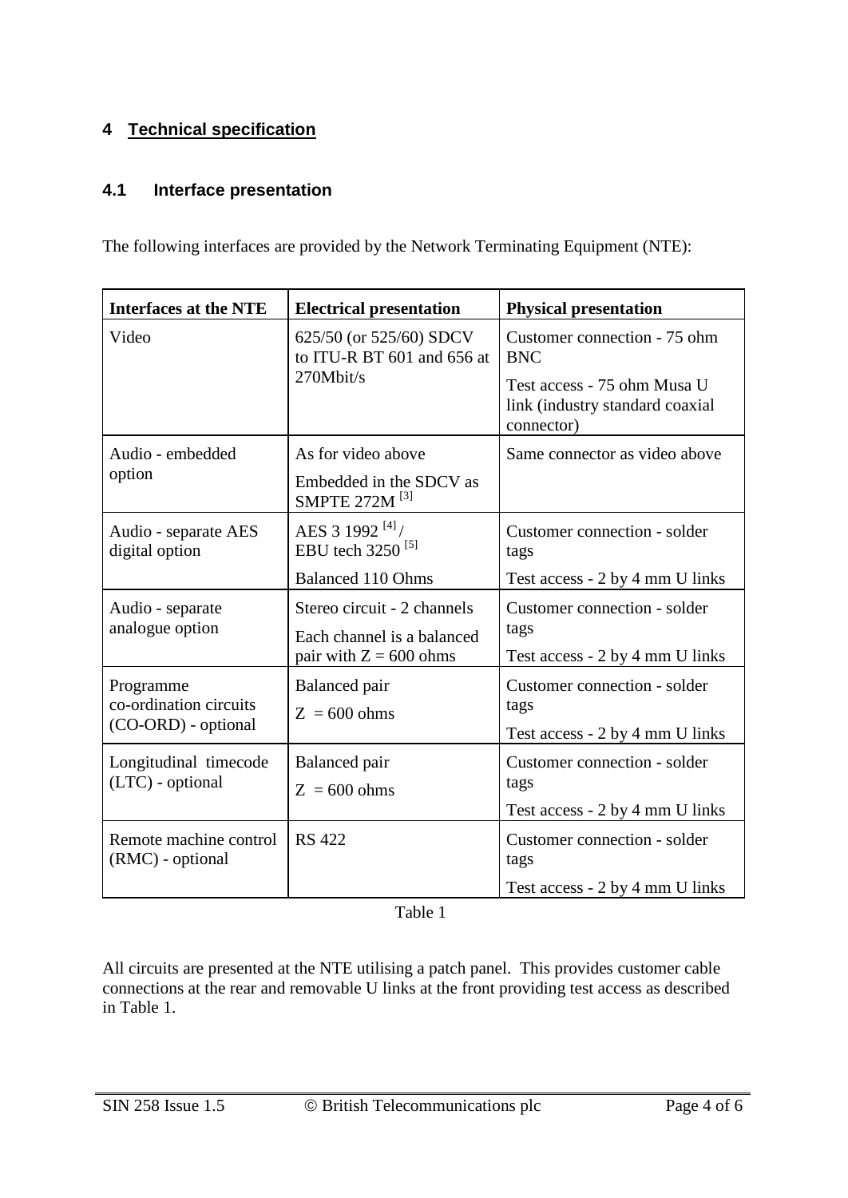# 4 Technical specification

## 4.1 Interface presentation

The following interfaces are provided by the Network Terminating Equipment (NTE):

| Interfaces at the NTE | Electrical presentation | Physical presentation |
|---|---|---|
| Video | 625/50 (or 525/60) SDCV to ITU-R BT 601 and 656 at 270Mbit/s | Customer connection - 75 ohm BNC<br>Test access - 75 ohm Musa U link (industry standard coaxial connector) |
| Audio - embedded option | As for video above<br>Embedded in the SDCV as SMPTE 272M [3] | Same connector as video above |
| Audio - separate AES digital option | AES 3 1992 [4] / EBU tech 3250 [5]<br>Balanced 110 Ohms | Customer connection - solder tags<br>Test access - 2 by 4 mm U links |
| Audio - separate analogue option | Stereo circuit - 2 channels<br>Each channel is a balanced pair with Z = 600 ohms | Customer connection - solder tags<br>Test access - 2 by 4 mm U links |
| Programme co-ordination circuits (CO-ORD) - optional | Balanced pair<br>Z = 600 ohms | Customer connection - solder tags<br>Test access - 2 by 4 mm U links |
| Longitudinal timecode (LTC) - optional | Balanced pair<br>Z = 600 ohms | Customer connection - solder tags<br>Test access - 2 by 4 mm U links |
| Remote machine control (RMC) - optional | RS 422 | Customer connection - solder tags<br>Test access - 2 by 4 mm U links |

Table 1

All circuits are presented at the NTE utilising a patch panel. This provides customer cable connections at the rear and removable U links at the front providing test access as described in Table 1.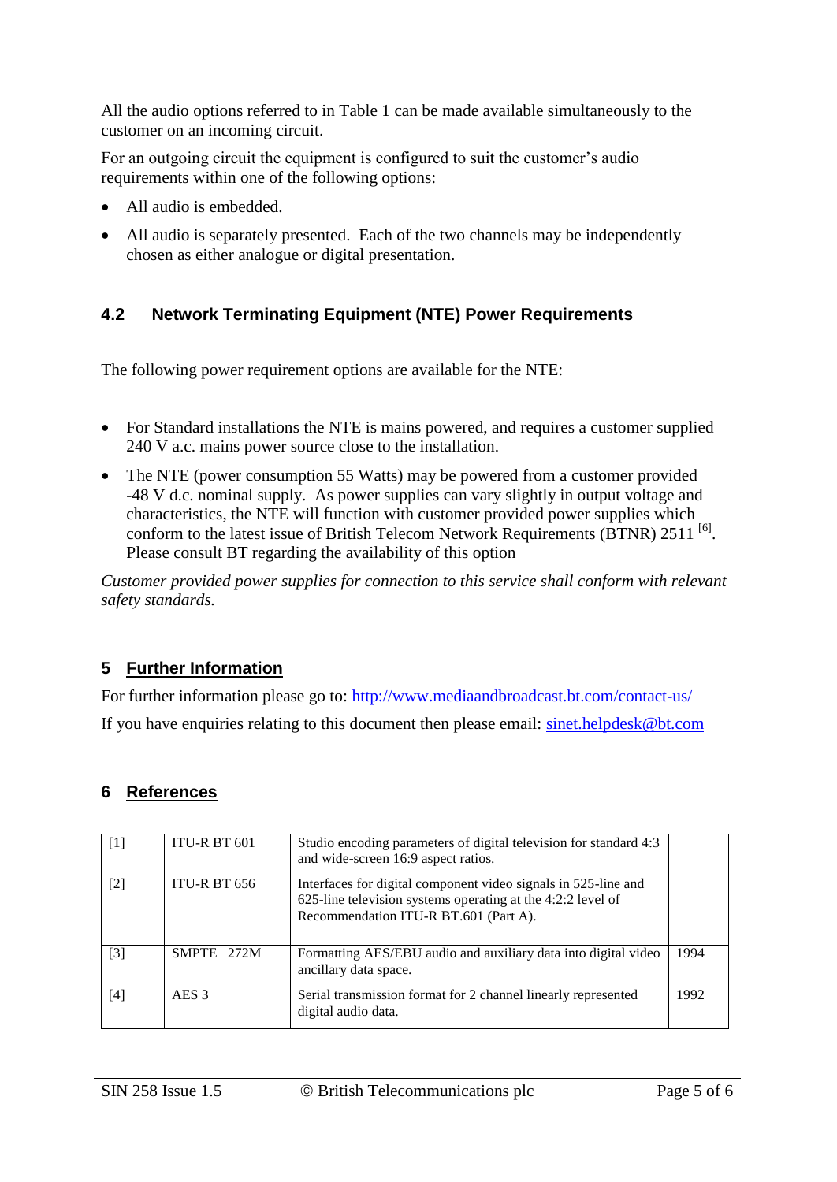All the audio options referred to in Table 1 can be made available simultaneously to the customer on an incoming circuit.

For an outgoing circuit the equipment is configured to suit the customer's audio requirements within one of the following options:

- All audio is embedded.
- All audio is separately presented. Each of the two channels may be independently chosen as either analogue or digital presentation.

### 4.2 Network Terminating Equipment (NTE) Power Requirements

The following power requirement options are available for the NTE:

- For Standard installations the NTE is mains powered, and requires a customer supplied 240 V a.c. mains power source close to the installation.
- The NTE (power consumption 55 Watts) may be powered from a customer provided -48 V d.c. nominal supply. As power supplies can vary slightly in output voltage and characteristics, the NTE will function with customer provided power supplies which conform to the latest issue of British Telecom Network Requirements (BTNR) 2511 [6]. Please consult BT regarding the availability of this option

*Customer provided power supplies for connection to this service shall conform with relevant safety standards.*

## 5 Further Information

For further information please go to: http://www.mediaandbroadcast.bt.com/contact-us/

If you have enquiries relating to this document then please email: sinet.helpdesk@bt.com

## 6 References

| | | | |
|---|---|---|---|
| [1] | ITU-R BT 601 | Studio encoding parameters of digital television for standard 4:3 and wide-screen 16:9 aspect ratios. | |
| [2] | ITU-R BT 656 | Interfaces for digital component video signals in 525-line and 625-line television systems operating at the 4:2:2 level of Recommendation ITU-R BT.601 (Part A). | |
| [3] | SMPTE 272M | Formatting AES/EBU audio and auxiliary data into digital video ancillary data space. | 1994 |
| [4] | AES 3 | Serial transmission format for 2 channel linearly represented digital audio data. | 1992 |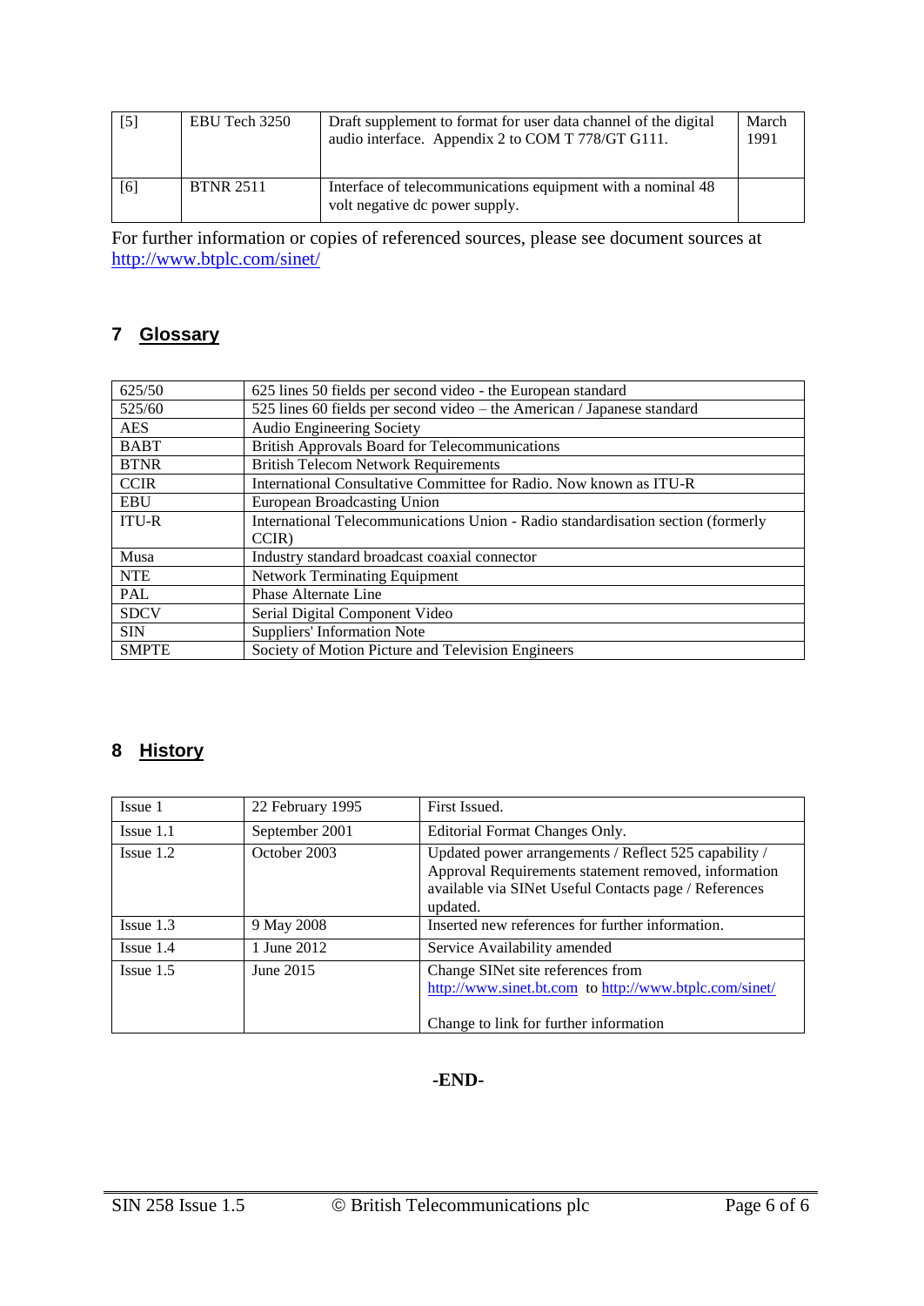| | | | |
|---|---|---|---|
| [5] | EBU Tech 3250 | Draft supplement to format for user data channel of the digital audio interface. Appendix 2 to COM T 778/GT G111. | March 1991 |
| [6] | BTNR 2511 | Interface of telecommunications equipment with a nominal 48 volt negative dc power supply. | |

For further information or copies of referenced sources, please see document sources at http://www.btplc.com/sinet/

## 7 Glossary

| | |
|---|---|
| 625/50 | 625 lines 50 fields per second video - the European standard |
| 525/60 | 525 lines 60 fields per second video – the American / Japanese standard |
| AES | Audio Engineering Society |
| BABT | British Approvals Board for Telecommunications |
| BTNR | British Telecom Network Requirements |
| CCIR | International Consultative Committee for Radio. Now known as ITU-R |
| EBU | European Broadcasting Union |
| ITU-R | International Telecommunications Union - Radio standardisation section (formerly CCIR) |
| Musa | Industry standard broadcast coaxial connector |
| NTE | Network Terminating Equipment |
| PAL | Phase Alternate Line |
| SDCV | Serial Digital Component Video |
| SIN | Suppliers' Information Note |
| SMPTE | Society of Motion Picture and Television Engineers |

## 8 History

| | | |
|---|---|---|
| Issue 1 | 22 February 1995 | First Issued. |
| Issue 1.1 | September 2001 | Editorial Format Changes Only. |
| Issue 1.2 | October 2003 | Updated power arrangements / Reflect 525 capability / Approval Requirements statement removed, information available via SINet Useful Contacts page / References updated. |
| Issue 1.3 | 9 May 2008 | Inserted new references for further information. |
| Issue 1.4 | 1 June 2012 | Service Availability amended |
| Issue 1.5 | June 2015 | Change SINet site references from http://www.sinet.bt.com to http://www.btplc.com/sinet/<br><br>Change to link for further information |

**-END-**